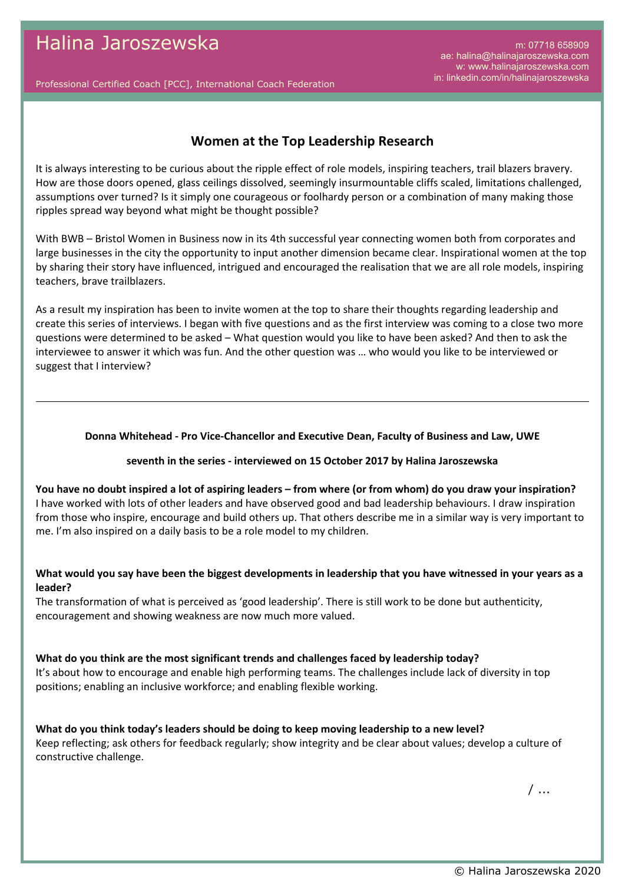# Halina Jaroszewska

Professional Certified Coach [PCC], International Coach Federation

m: 07718 658909
ae: halina@halinajaroszewska.com
w: www.halinajaroszewska.com
in: linkedin.com/in/halinajaroszewska

## Women at the Top Leadership Research

It is always interesting to be curious about the ripple effect of role models, inspiring teachers, trail blazers bravery. How are those doors opened, glass ceilings dissolved, seemingly insurmountable cliffs scaled, limitations challenged, assumptions over turned? Is it simply one courageous or foolhardy person or a combination of many making those ripples spread way beyond what might be thought possible?

With BWB – Bristol Women in Business now in its 4th successful year connecting women both from corporates and large businesses in the city the opportunity to input another dimension became clear. Inspirational women at the top by sharing their story have influenced, intrigued and encouraged the realisation that we are all role models, inspiring teachers, brave trailblazers.

As a result my inspiration has been to invite women at the top to share their thoughts regarding leadership and create this series of interviews. I began with five questions and as the first interview was coming to a close two more questions were determined to be asked – What question would you like to have been asked? And then to ask the interviewee to answer it which was fun. And the other question was … who would you like to be interviewed or suggest that I interview?

---

**Donna Whitehead - Pro Vice-Chancellor and Executive Dean, Faculty of Business and Law, UWE**

**seventh in the series - interviewed on 15 October 2017 by Halina Jaroszewska**

**You have no doubt inspired a lot of aspiring leaders – from where (or from whom) do you draw your inspiration?**
I have worked with lots of other leaders and have observed good and bad leadership behaviours. I draw inspiration from those who inspire, encourage and build others up. That others describe me in a similar way is very important to me. I'm also inspired on a daily basis to be a role model to my children.

**What would you say have been the biggest developments in leadership that you have witnessed in your years as a leader?**
The transformation of what is perceived as 'good leadership'. There is still work to be done but authenticity, encouragement and showing weakness are now much more valued.

**What do you think are the most significant trends and challenges faced by leadership today?**
It's about how to encourage and enable high performing teams. The challenges include lack of diversity in top positions; enabling an inclusive workforce; and enabling flexible working.

**What do you think today's leaders should be doing to keep moving leadership to a new level?**
Keep reflecting; ask others for feedback regularly; show integrity and be clear about values; develop a culture of constructive challenge.

/ …

© Halina Jaroszewska 2020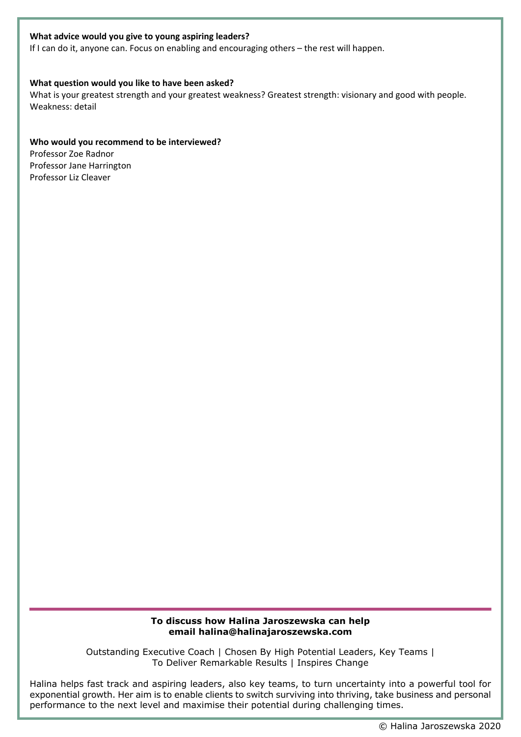**What advice would you give to young aspiring leaders?**

If I can do it, anyone can. Focus on enabling and encouraging others – the rest will happen.

**What question would you like to have been asked?**

What is your greatest strength and your greatest weakness? Greatest strength: visionary and good with people. Weakness: detail

**Who would you recommend to be interviewed?**

Professor Zoe Radnor
Professor Jane Harrington
Professor Liz Cleaver

---

**To discuss how Halina Jaroszewska can help**
**email halina@halinajaroszewska.com**

Outstanding Executive Coach | Chosen By High Potential Leaders, Key Teams | To Deliver Remarkable Results | Inspires Change

Halina helps fast track and aspiring leaders, also key teams, to turn uncertainty into a powerful tool for exponential growth. Her aim is to enable clients to switch surviving into thriving, take business and personal performance to the next level and maximise their potential during challenging times.

© Halina Jaroszewska 2020